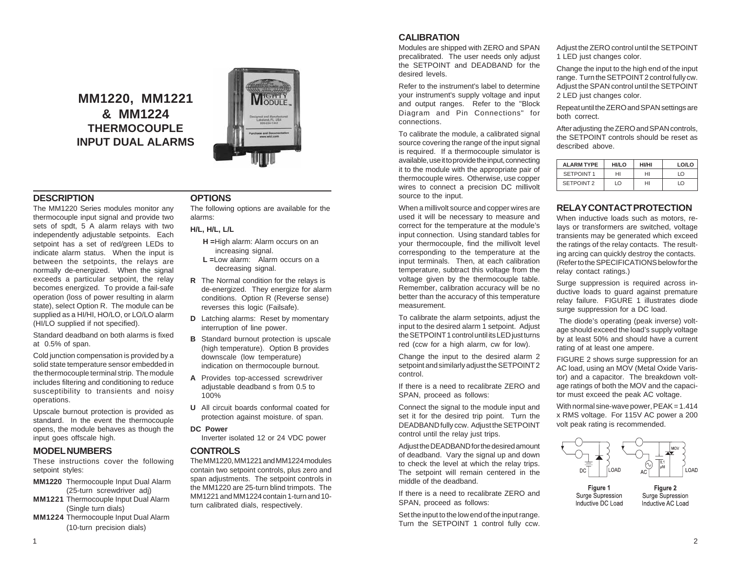# MM1220, MM1221 & MM1224 THERMOCOUPLE INPUT DUAL ALARMS

## DESCRIPTION

The MM1220 Series modules monitor any thermocouple input signal and provide two sets of spdt, 5 A alarm relays with two independently adjustable setpoints. Each setpoint has a set of red/green LEDs to indicate alarm status. When the input is between the setpoints, the relays are normally de-energized. When the signal exceeds a particular setpoint, the relay becomes energized. To provide a fail-safe operation (loss of power resulting in alarm state), select Option R. The module can be supplied as a HI/HI, HO/LO, or LO/LO alarm (HI/LO supplied if not specified).

Standard deadband on both alarms is fixed at 0.5% of span.

Cold junction compensation is provided by a solid state temperature sensor embedded in the thermocouple terminal strip. The module includes filtering and conditioning to reduce susceptibility to transients and noisy operations.

Upscale burnout protection is provided as standard. In the event the thermocouple opens, the module behaves as though the input goes offscale high.

## MODEL NUMBERS

These instructions cover the following setpoint styles:

**MM1220** Thermocouple Input Dual Alarm (25-turn screwdriver adj)
**MM1221** Thermocouple Input Dual Alarm (Single turn dials)
**MM1224** Thermocouple Input Dual Alarm (10-turn precision dials)

## OPTIONS

The following options are available for the alarms:

**H/L, H/L, L/L**

- **H =** High alarm: Alarm occurs on an increasing signal.
- **L =** Low alarm: Alarm occurs on a decreasing signal.

**R** The Normal condition for the relays is de-energized. They energize for alarm conditions. Option R (Reverse sense) reverses this logic (Failsafe).

**D** Latching alarms: Reset by momentary interruption of line power.

**B** Standard burnout protection is upscale (high temperature). Option B provides downscale (low temperature) indication on thermocouple burnout.

**A** Provides top-accessed screwdriver adjustable deadband s from 0.5 to 100%

**U** All circuit boards conformal coated for protection against moisture. of span.

**DC Power**
Inverter isolated 12 or 24 VDC power

## CONTROLS

The MM1220, MM1221 and MM1224 modules contain two setpoint controls, plus zero and span adjustments. The setpoint controls in the MM1220 are 25-turn blind trimpots. The MM1221 and MM1224 contain 1-turn and 10-turn calibrated dials, respectively.

## CALIBRATION

Modules are shipped with ZERO and SPAN precalibrated. The user needs only adjust the SETPOINT and DEADBAND for the desired levels.

Refer to the instrument's label to determine your instrument's supply voltage and input and output ranges. Refer to the "Block Diagram and Pin Connections" for connections.

To calibrate the module, a calibrated signal source covering the range of the input signal is required. If a thermocouple simulator is available, use it to provide the input, connecting it to the module with the appropriate pair of thermocouple wires. Otherwise, use copper wires to connect a precision DC millivolt source to the input.

When a millivolt source and copper wires are used it will be necessary to measure and correct for the temperature at the module's input connection. Using standard tables for your thermocouple, find the millivolt level corresponding to the temperature at the input terminals. Then, at each calibration temperature, subtract this voltage from the voltage given by the thermocouple table. Remember, calibration accuracy will be no better than the accuracy of this temperature measurement.

To calibrate the alarm setpoints, adjust the input to the desired alarm 1 setpoint. Adjust the SETPOINT 1 control until its LED just turns red (ccw for a high alarm, cw for low).

Change the input to the desired alarm 2 setpoint and similarly adjust the SETPOINT 2 control.

If there is a need to recalibrate ZERO and SPAN, proceed as follows:

Connect the signal to the module input and set it for the desired trip point. Turn the DEADBAND fully ccw. Adjust the SETPOINT control until the relay just trips.

Adjust the DEADBAND for the desired amount of deadband. Vary the signal up and down to check the level at which the relay trips. The setpoint will remain centered in the middle of the deadband.

If there is a need to recalibrate ZERO and SPAN, proceed as follows:

Set the input to the low end of the input range. Turn the SETPOINT 1 control fully ccw. Adjust the ZERO control until the SETPOINT 1 LED just changes color.

Change the input to the high end of the input range. Turn the SETPOINT 2 control fully cw. Adjust the SPAN control until the SETPOINT 2 LED just changes color.

Repeat until the ZERO and SPAN settings are both correct.

After adjusting the ZERO and SPAN controls, the SETPOINT controls should be reset as described above.

| ALARM TYPE | HI/LO | HI/HI | LO/LO |
|---|---|---|---|
| SETPOINT 1 | HI | HI | LO |
| SETPOINT 2 | LO | HI | LO |

## RELAY CONTACT PROTECTION

When inductive loads such as motors, relays or transformers are switched, voltage transients may be generated which exceed the ratings of the relay contacts. The resulting arcing can quickly destroy the contacts. (Refer to the SPECIFICATIONS below for the relay contact ratings.)

Surge suppression is required across inductive loads to guard against premature relay failure. FIGURE 1 illustrates diode surge suppression for a DC load.

The diode's operating (peak inverse) voltage should exceed the load's supply voltage by at least 50% and should have a current rating of at least one ampere.

FIGURE 2 shows surge suppression for an AC load, using an MOV (Metal Oxide Varistor) and a capacitor. The breakdown voltage ratings of both the MOV and the capacitor must exceed the peak AC voltage.

With normal sine-wave power, PEAK = 1.414 x RMS voltage. For 115V AC power a 200 volt peak rating is recommended.

Figure 1
Surge Supression
Inductive DC Load

Figure 2
Surge Supression
Inductive AC Load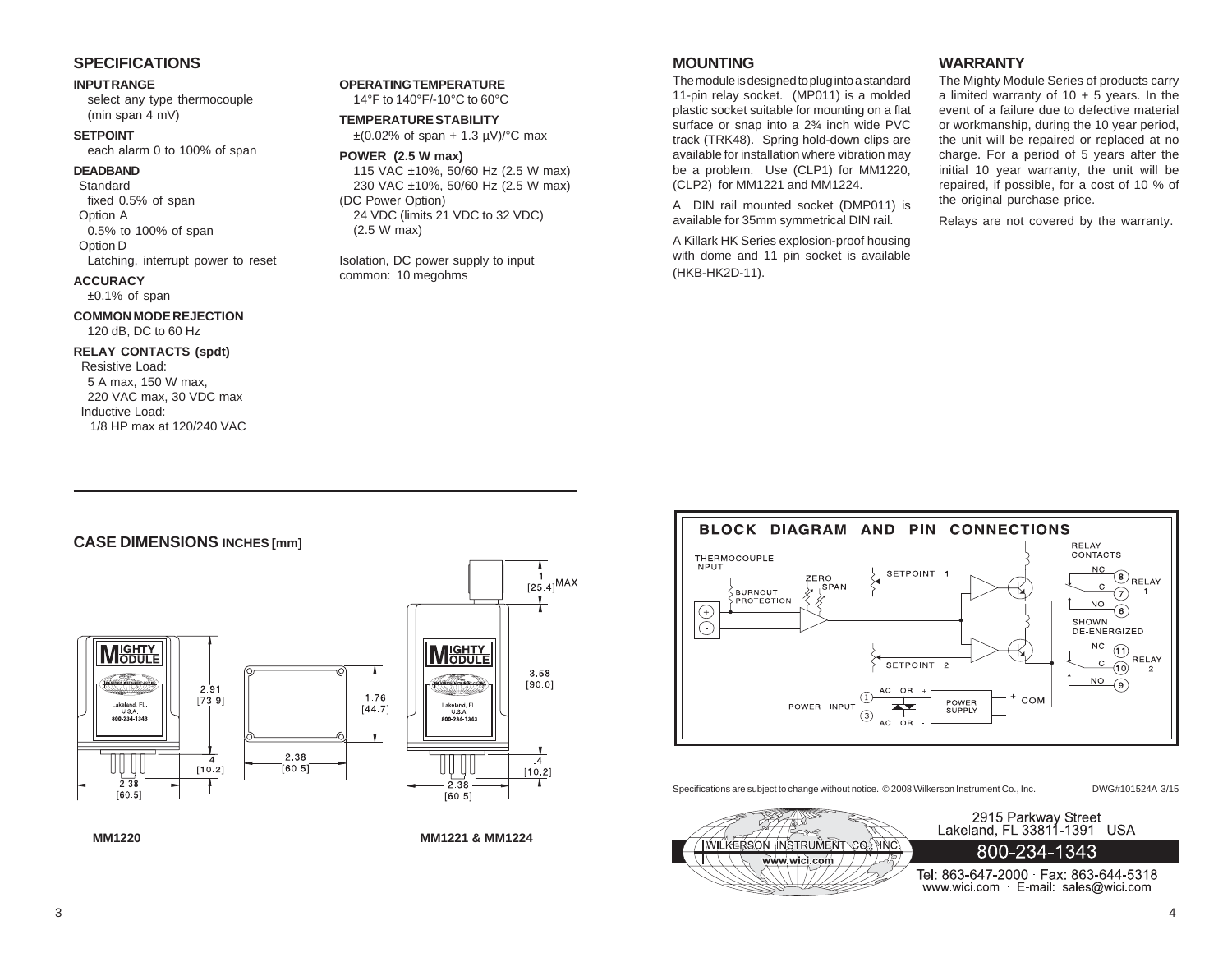## SPECIFICATIONS

**INPUT RANGE**
select any type thermocouple (min span 4 mV)

**SETPOINT**
each alarm 0 to 100% of span

**DEADBAND**
Standard
fixed 0.5% of span
Option A
0.5% to 100% of span
Option D
Latching, interrupt power to reset

**ACCURACY**
±0.1% of span

**COMMON MODE REJECTION**
120 dB, DC to 60 Hz

**RELAY CONTACTS (spdt)**
Resistive Load:
5 A max, 150 W max,
220 VAC max, 30 VDC max
Inductive Load:
1/8 HP max at 120/240 VAC

**OPERATING TEMPERATURE**
14°F to 140°F/-10°C to 60°C

**TEMPERATURE STABILITY**
±(0.02% of span + 1.3 µV)/°C max

**POWER (2.5 W max)**
115 VAC ±10%, 50/60 Hz (2.5 W max)
230 VAC ±10%, 50/60 Hz (2.5 W max)
(DC Power Option)
24 VDC (limits 21 VDC to 32 VDC)
(2.5 W max)

Isolation, DC power supply to input common: 10 megohms

## MOUNTING

The module is designed to plug into a standard 11-pin relay socket. (MP011) is a molded plastic socket suitable for mounting on a flat surface or snap into a 2¾ inch wide PVC track (TRK48). Spring hold-down clips are available for installation where vibration may be a problem. Use (CLP1) for MM1220, (CLP2) for MM1221 and MM1224.

A DIN rail mounted socket (DMP011) is available for 35mm symmetrical DIN rail.

A Killark HK Series explosion-proof housing with dome and 11 pin socket is available (HKB-HK2D-11).

## WARRANTY

The Mighty Module Series of products carry a limited warranty of 10 + 5 years. In the event of a failure due to defective material or workmanship, during the 10 year period, the unit will be repaired or replaced at no charge. For a period of 5 years after the initial 10 year warranty, the unit will be repaired, if possible, for a cost of 10 % of the original purchase price.

Relays are not covered by the warranty.

## CASE DIMENSIONS INCHES [mm]

2.91 [73.9]
1.76 [44.7]
2.38 [60.5]
.4 [10.2]
2.38 [60.5]
1 [25.4] MAX
3.58 [90.0]
.4 [10.2]
2.38 [60.5]

MM1220

MM1221 & MM1224

## BLOCK DIAGRAM AND PIN CONNECTIONS

THERMOCOUPLE INPUT
BURNOUT PROTECTION
ZERO
SPAN
SETPOINT 1
SETPOINT 2
RELAY CONTACTS
NC 8
C 7
NO 6
RELAY 1
SHOWN DE-ENERGIZED
NC 11
C 10
NO 9
RELAY 2
POWER INPUT
1 AC OR +
3 AC OR -
POWER SUPPLY
+ COM
-

Specifications are subject to change without notice. © 2008 Wilkerson Instrument Co., Inc. DWG#101524A 3/15

WILKERSON INSTRUMENT CO., INC.
www.wici.com
2915 Parkway Street
Lakeland, FL 33811-1391 · USA
800-234-1343
Tel: 863-647-2000 · Fax: 863-644-5318
www.wici.com · E-mail: sales@wici.com